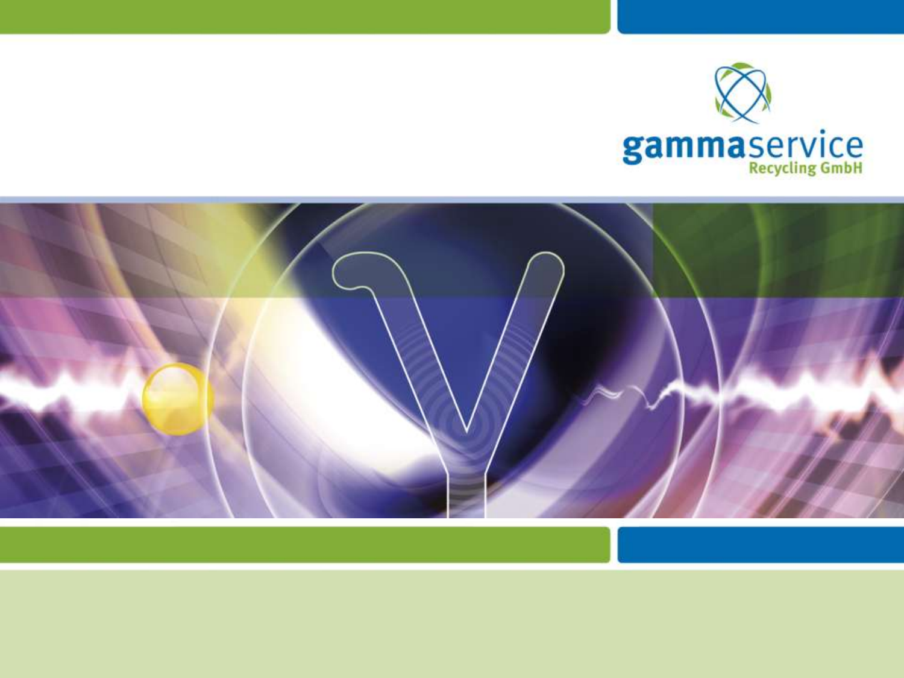gammaservice
Recycling GmbH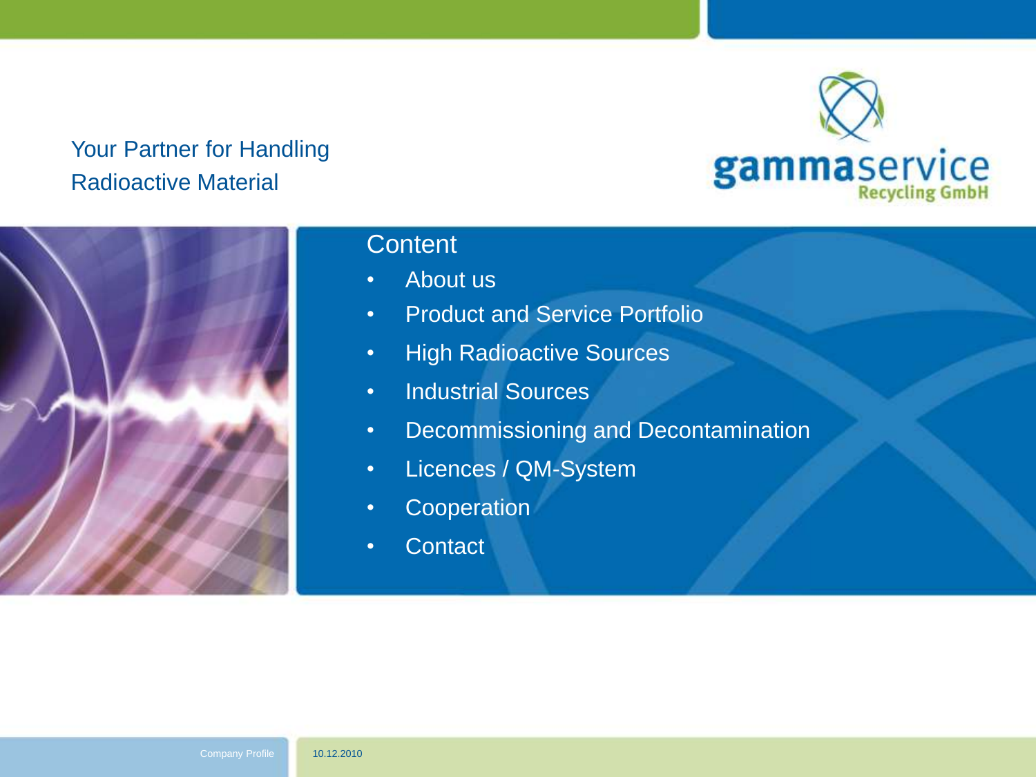Your Partner for Handling Radioactive Material

gammaservice Recycling GmbH

## Content

- About us
- Product and Service Portfolio
- High Radioactive Sources
- Industrial Sources
- Decommissioning and Decontamination
- Licences / QM-System
- Cooperation
- Contact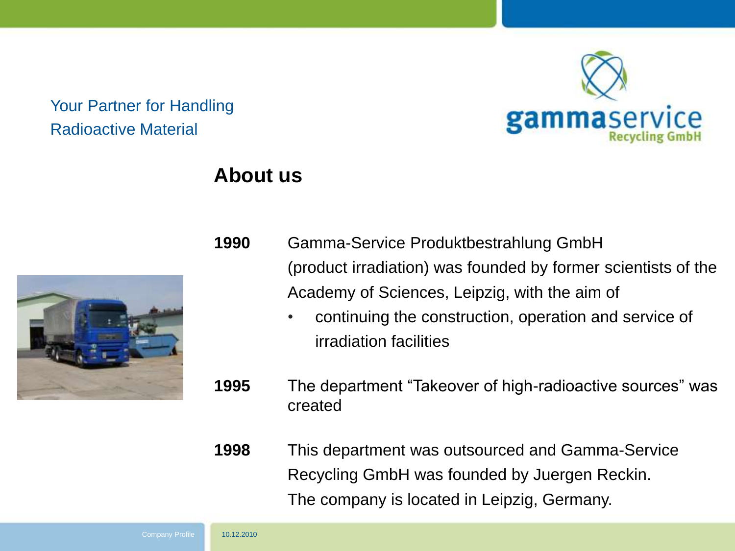Your Partner for Handling Radioactive Material

gammaservice Recycling GmbH

## About us

**1990** Gamma-Service Produktbestrahlung GmbH (product irradiation) was founded by former scientists of the Academy of Sciences, Leipzig, with the aim of

- continuing the construction, operation and service of irradiation facilities

**1995** The department "Takeover of high-radioactive sources" was created

**1998** This department was outsourced and Gamma-Service Recycling GmbH was founded by Juergen Reckin. The company is located in Leipzig, Germany.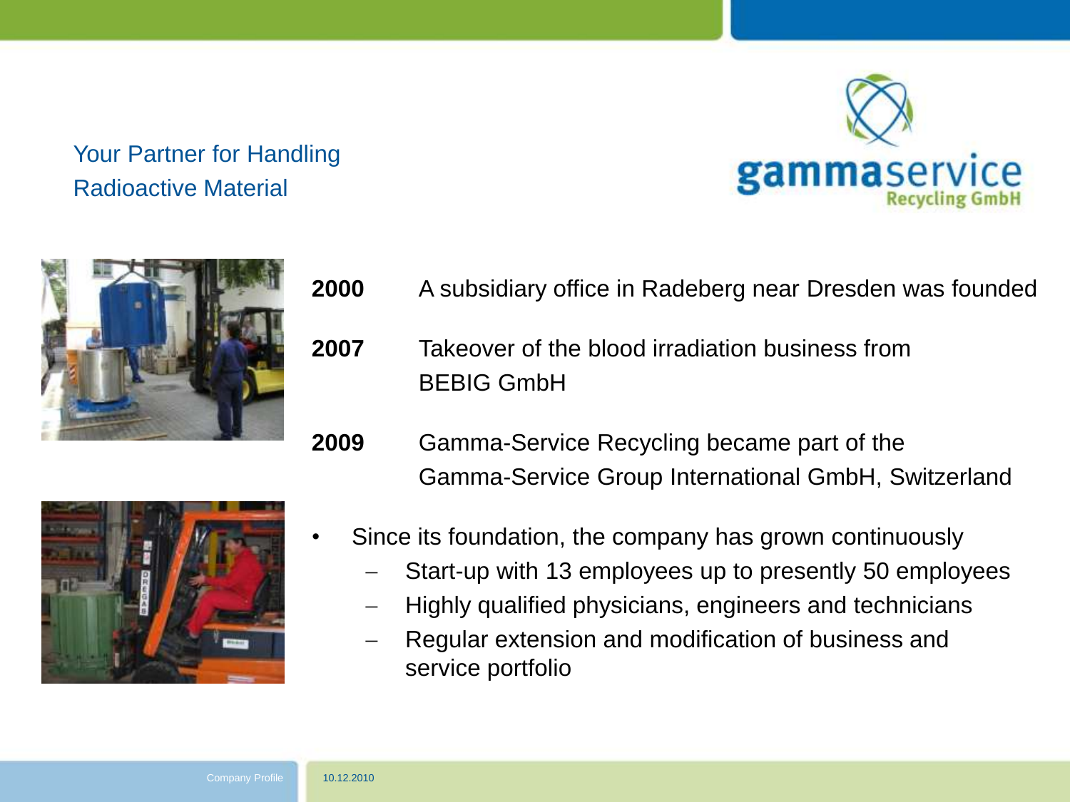## Your Partner for Handling Radioactive Material

**2000** A subsidiary office in Radeberg near Dresden was founded

**2007** Takeover of the blood irradiation business from BEBIG GmbH

**2009** Gamma-Service Recycling became part of the Gamma-Service Group International GmbH, Switzerland

- Since its foundation, the company has grown continuously
  - Start-up with 13 employees up to presently 50 employees
  - Highly qualified physicians, engineers and technicians
  - Regular extension and modification of business and service portfolio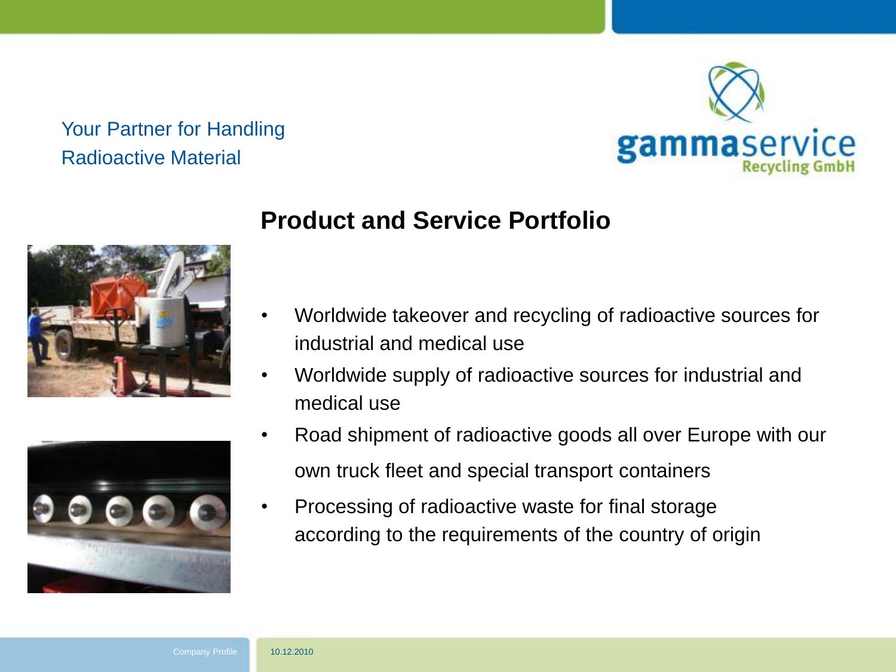Your Partner for Handling Radioactive Material

## Product and Service Portfolio

- Worldwide takeover and recycling of radioactive sources for industrial and medical use
- Worldwide supply of radioactive sources for industrial and medical use
- Road shipment of radioactive goods all over Europe with our own truck fleet and special transport containers
- Processing of radioactive waste for final storage according to the requirements of the country of origin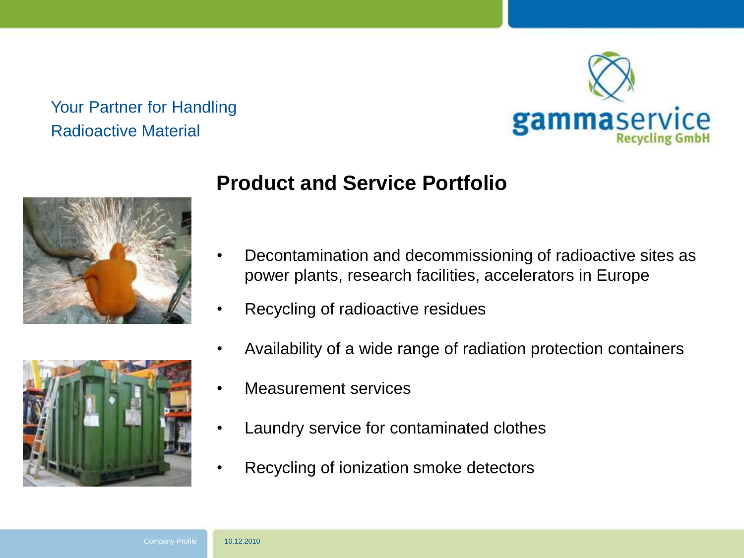Your Partner for Handling Radioactive Material

gammaservice Recycling GmbH

## Product and Service Portfolio

- Decontamination and decommissioning of radioactive sites as power plants, research facilities, accelerators in Europe
- Recycling of radioactive residues
- Availability of a wide range of radiation protection containers
- Measurement services
- Laundry service for contaminated clothes
- Recycling of ionization smoke detectors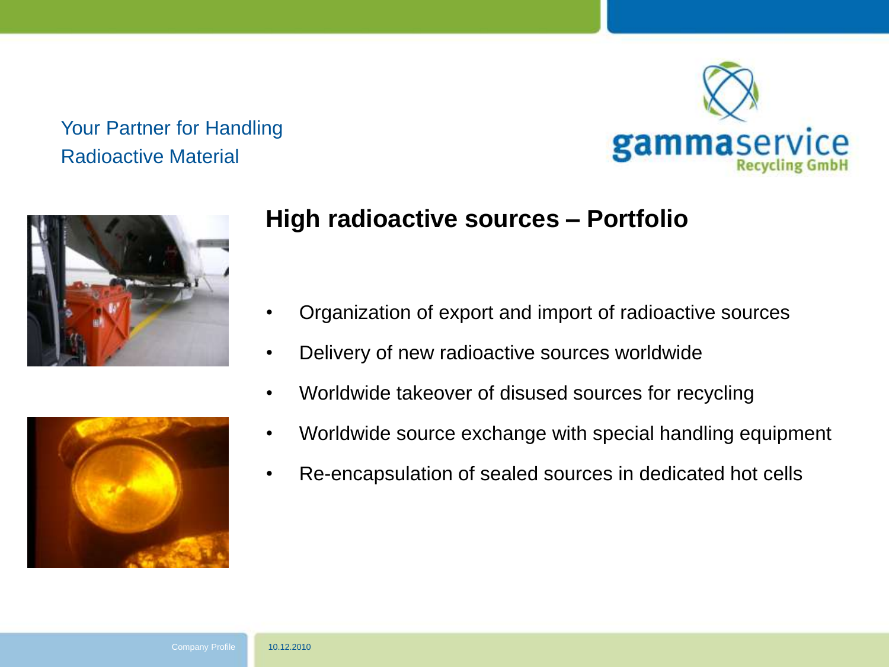Your Partner for Handling Radioactive Material

## High radioactive sources – Portfolio

- Organization of export and import of radioactive sources
- Delivery of new radioactive sources worldwide
- Worldwide takeover of disused sources for recycling
- Worldwide source exchange with special handling equipment
- Re-encapsulation of sealed sources in dedicated hot cells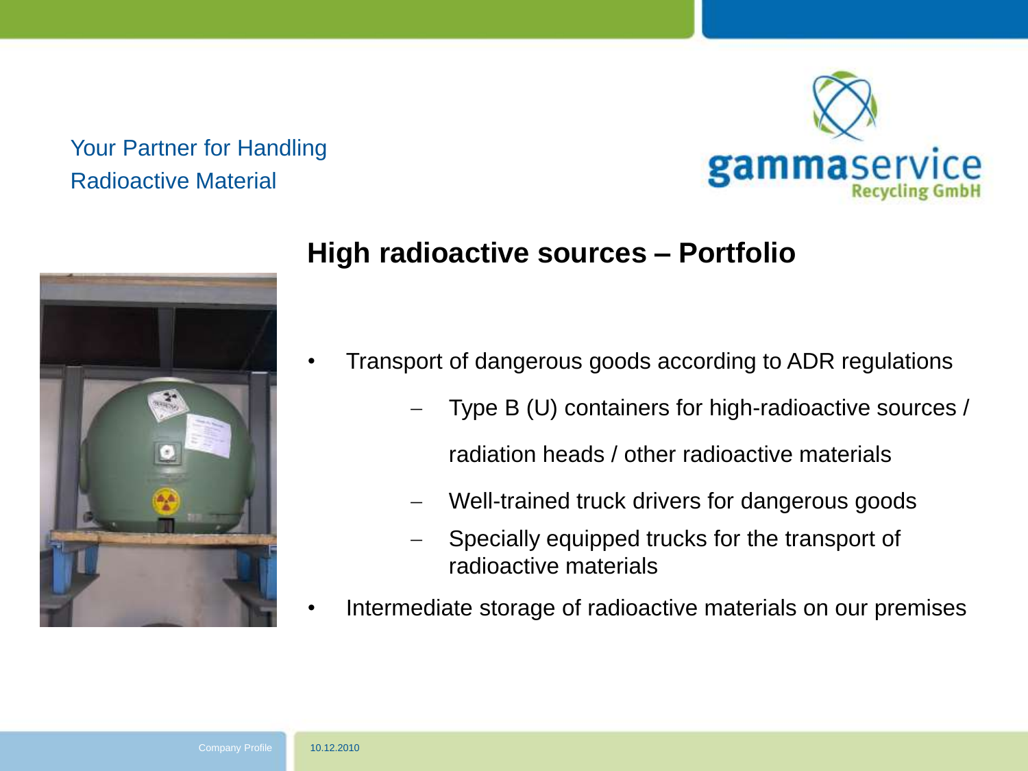Your Partner for Handling Radioactive Material

gammaservice Recycling GmbH

## High radioactive sources – Portfolio

- Transport of dangerous goods according to ADR regulations
  - Type B (U) containers for high-radioactive sources / radiation heads / other radioactive materials
  - Well-trained truck drivers for dangerous goods
  - Specially equipped trucks for the transport of radioactive materials
- Intermediate storage of radioactive materials on our premises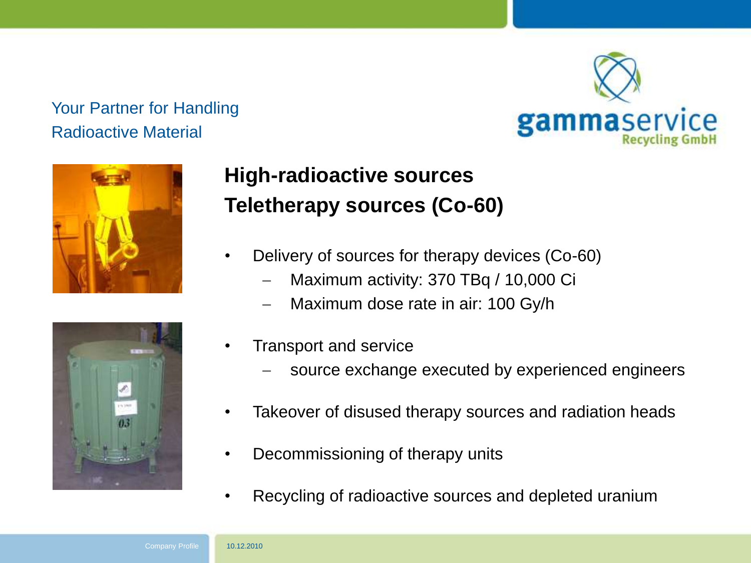Your Partner for Handling Radioactive Material

## High-radioactive sources
## Teletherapy sources (Co-60)

- Delivery of sources for therapy devices (Co-60)
  - Maximum activity: 370 TBq / 10,000 Ci
  - Maximum dose rate in air: 100 Gy/h
- Transport and service
  - source exchange executed by experienced engineers
- Takeover of disused therapy sources and radiation heads
- Decommissioning of therapy units
- Recycling of radioactive sources and depleted uranium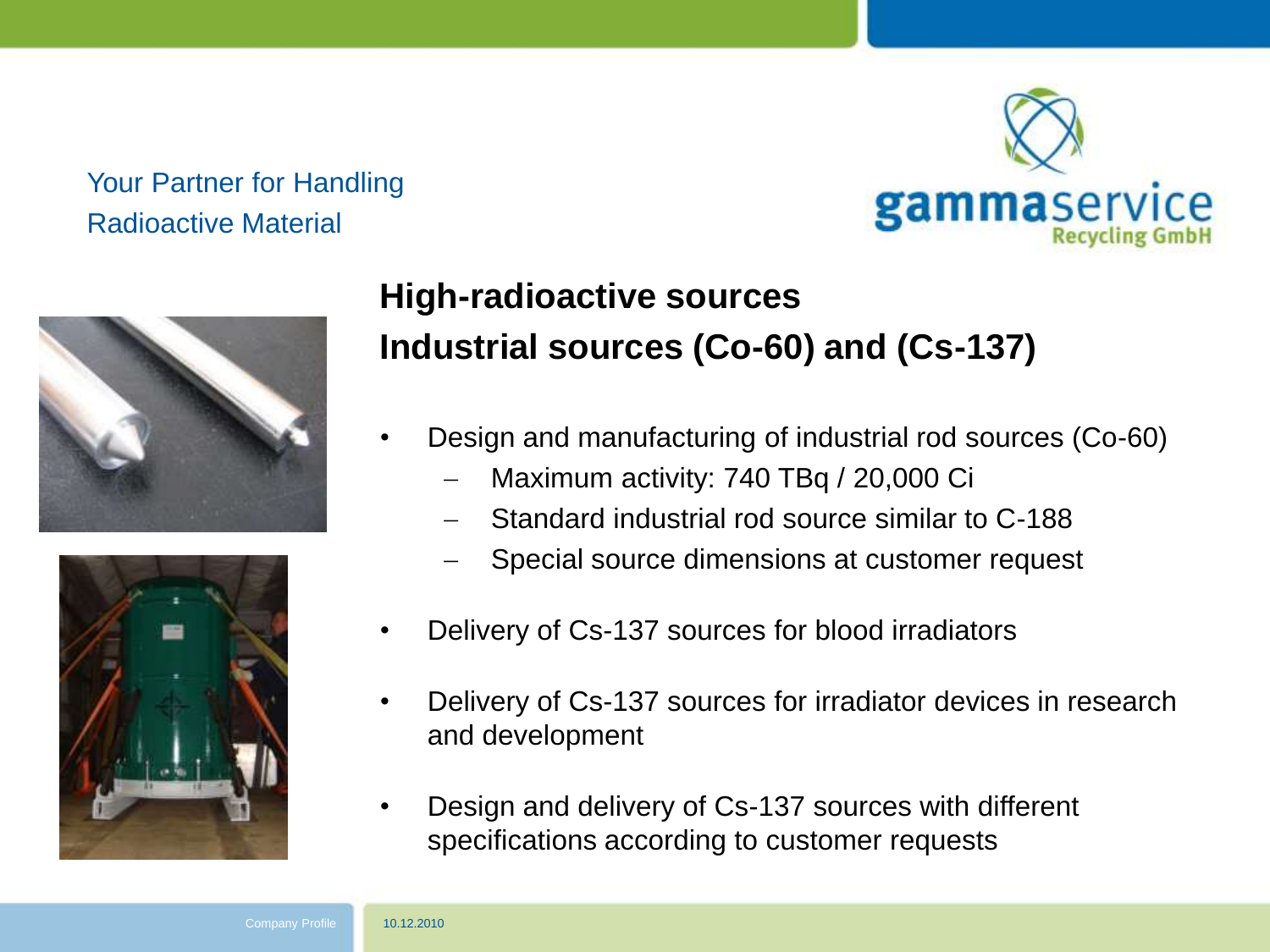Your Partner for Handling Radioactive Material

## High-radioactive sources
## Industrial sources (Co-60) and (Cs-137)

- Design and manufacturing of industrial rod sources (Co-60)
  - Maximum activity: 740 TBq / 20,000 Ci
  - Standard industrial rod source similar to C-188
  - Special source dimensions at customer request
- Delivery of Cs-137 sources for blood irradiators
- Delivery of Cs-137 sources for irradiator devices in research and development
- Design and delivery of Cs-137 sources with different specifications according to customer requests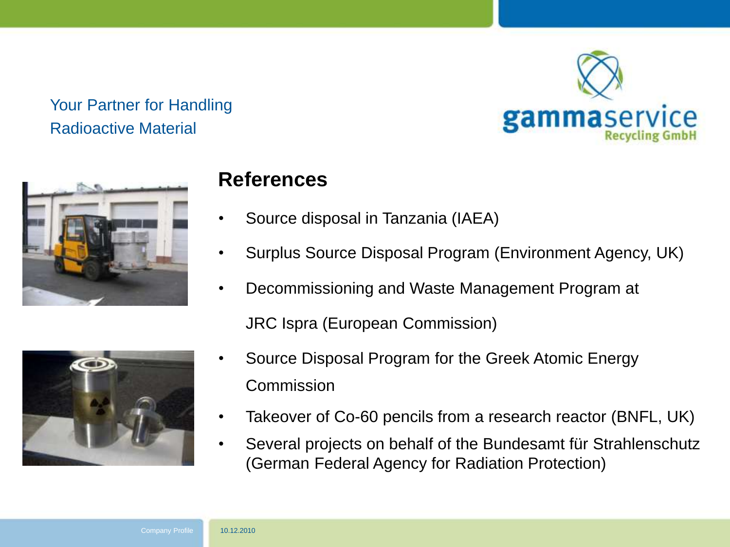Your Partner for Handling Radioactive Material

## References

- Source disposal in Tanzania (IAEA)
- Surplus Source Disposal Program (Environment Agency, UK)
- Decommissioning and Waste Management Program at JRC Ispra (European Commission)
- Source Disposal Program for the Greek Atomic Energy Commission
- Takeover of Co-60 pencils from a research reactor (BNFL, UK)
- Several projects on behalf of the Bundesamt für Strahlenschutz (German Federal Agency for Radiation Protection)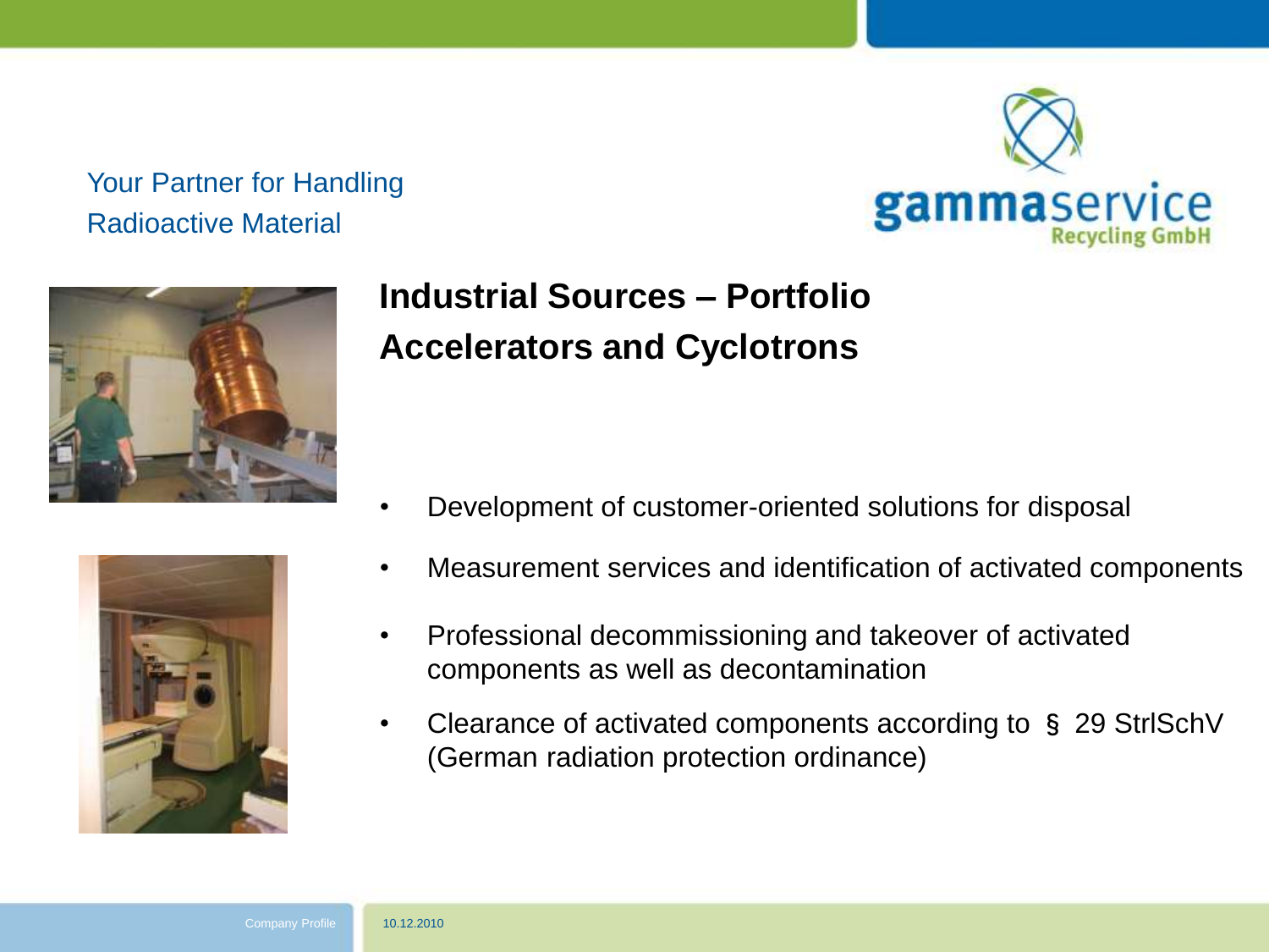Your Partner for Handling Radioactive Material

gammaservice Recycling GmbH

## Industrial Sources – Portfolio
## Accelerators and Cyclotrons

- Development of customer-oriented solutions for disposal
- Measurement services and identification of activated components
- Professional decommissioning and takeover of activated components as well as decontamination
- Clearance of activated components according to § 29 StrlSchV (German radiation protection ordinance)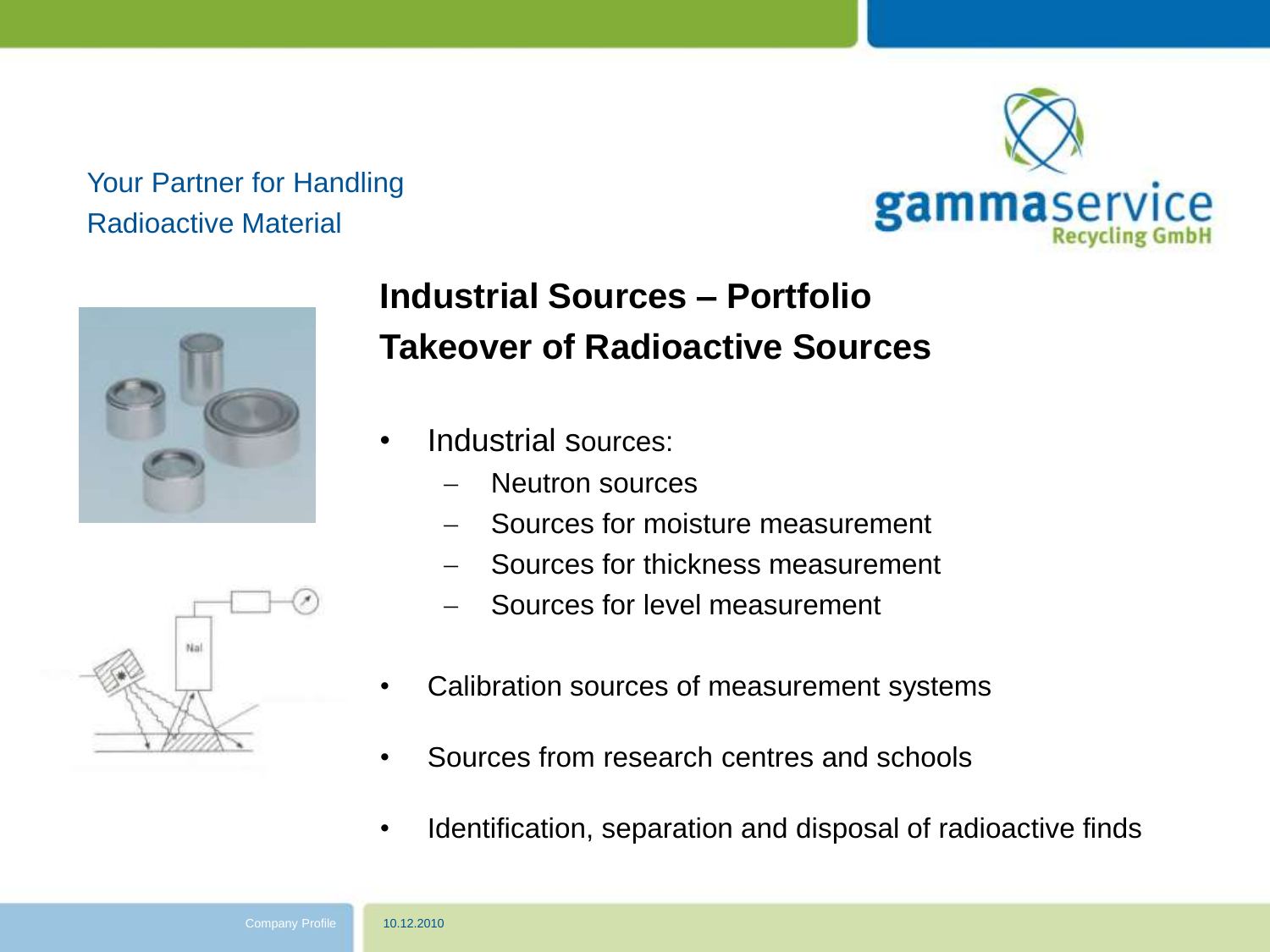Your Partner for Handling Radioactive Material

# Industrial Sources – Portfolio
# Takeover of Radioactive Sources

- Industrial sources:
  - Neutron sources
  - Sources for moisture measurement
  - Sources for thickness measurement
  - Sources for level measurement
- Calibration sources of measurement systems
- Sources from research centres and schools
- Identification, separation and disposal of radioactive finds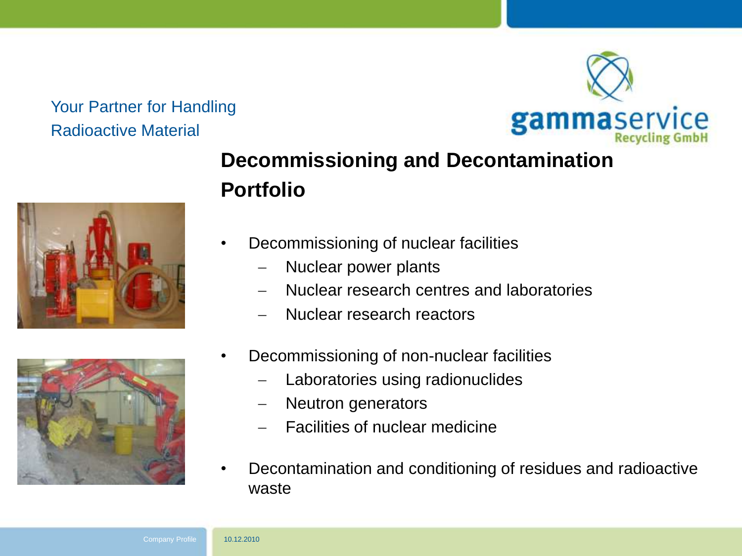Your Partner for Handling Radioactive Material

# Decommissioning and Decontamination Portfolio

- Decommissioning of nuclear facilities
  - Nuclear power plants
  - Nuclear research centres and laboratories
  - Nuclear research reactors
- Decommissioning of non-nuclear facilities
  - Laboratories using radionuclides
  - Neutron generators
  - Facilities of nuclear medicine
- Decontamination and conditioning of residues and radioactive waste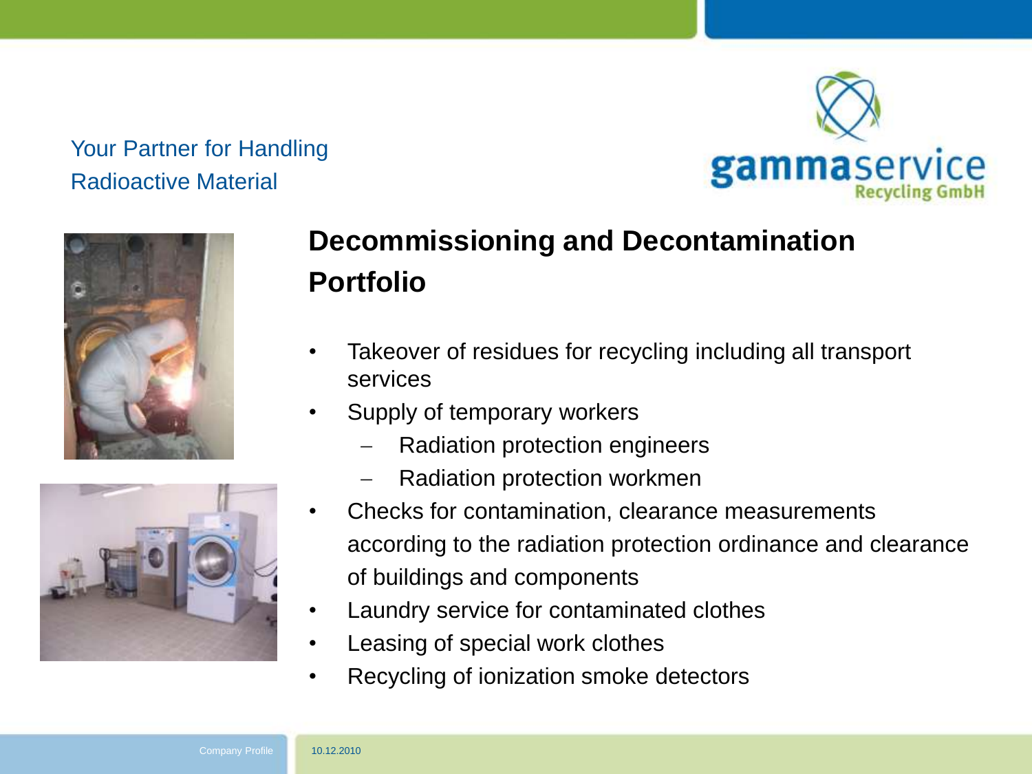Your Partner for Handling Radioactive Material

## Decommissioning and Decontamination Portfolio

- Takeover of residues for recycling including all transport services
- Supply of temporary workers
  - Radiation protection engineers
  - Radiation protection workmen
- Checks for contamination, clearance measurements according to the radiation protection ordinance and clearance of buildings and components
- Laundry service for contaminated clothes
- Leasing of special work clothes
- Recycling of ionization smoke detectors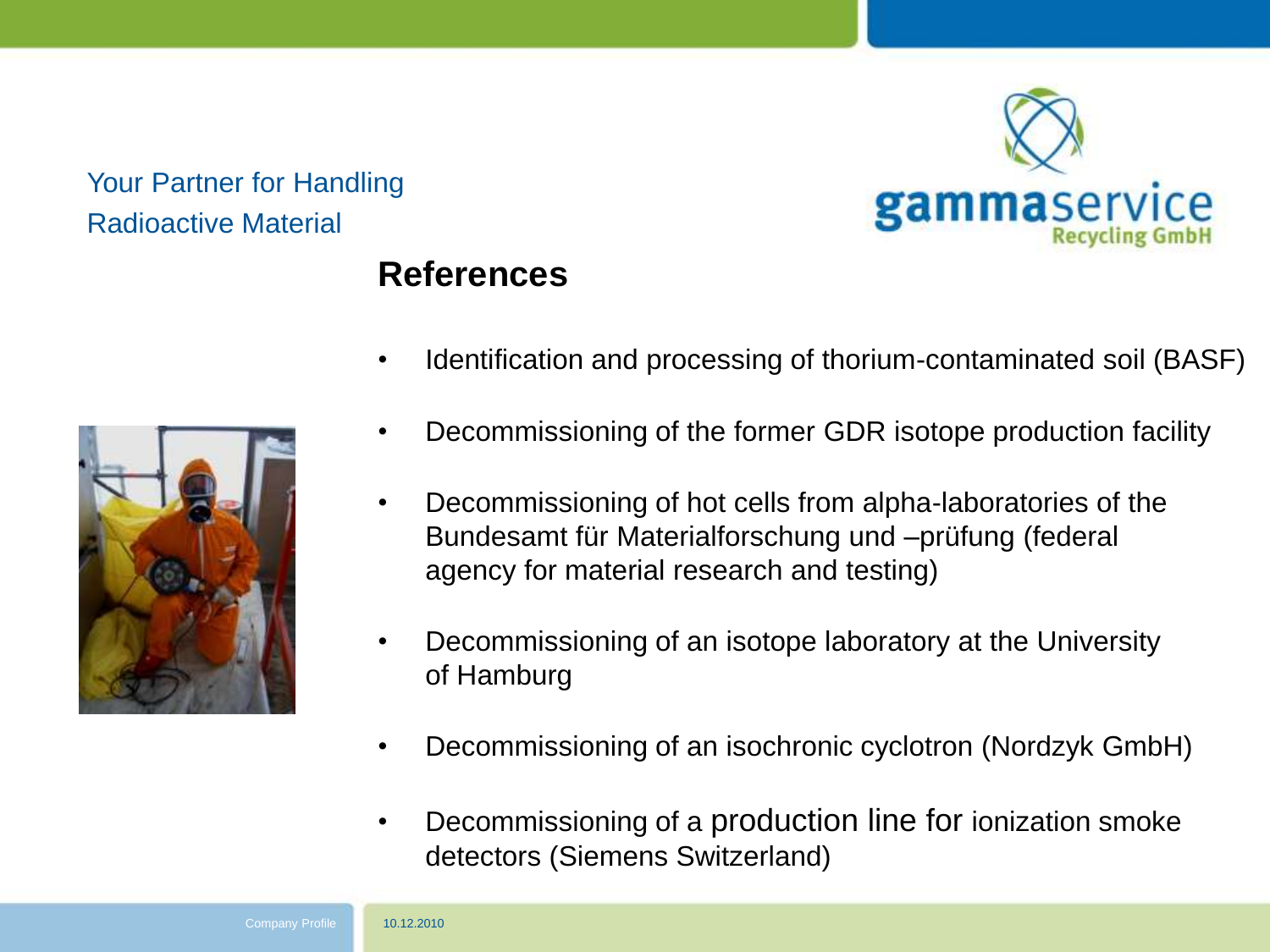Your Partner for Handling Radioactive Material

# References

- Identification and processing of thorium-contaminated soil (BASF)
- Decommissioning of the former GDR isotope production facility
- Decommissioning of hot cells from alpha-laboratories of the Bundesamt für Materialforschung und –prüfung (federal agency for material research and testing)
- Decommissioning of an isotope laboratory at the University of Hamburg
- Decommissioning of an isochronic cyclotron (Nordzyk GmbH)
- Decommissioning of a production line for ionization smoke detectors (Siemens Switzerland)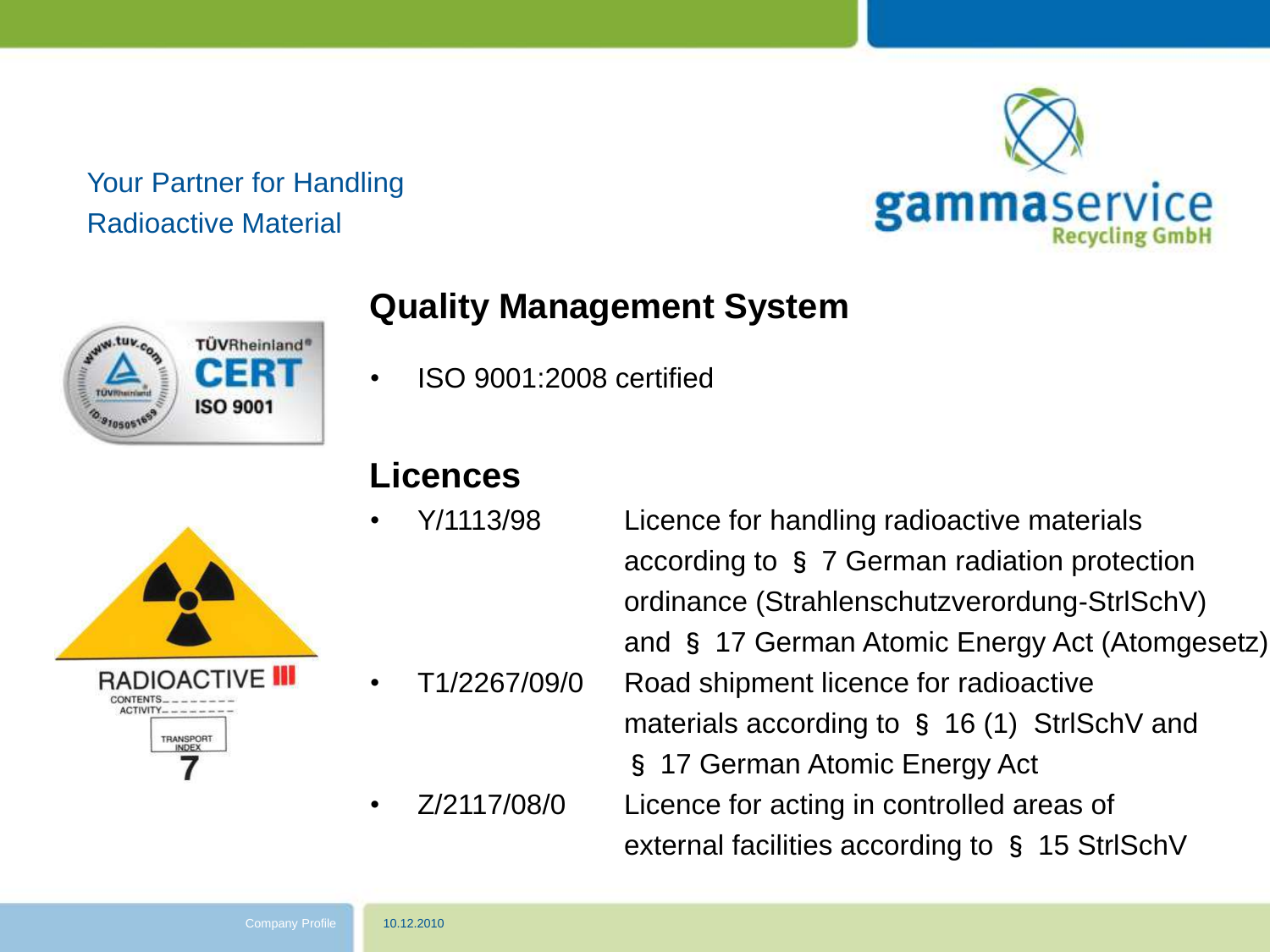Your Partner for Handling Radioactive Material

## Quality Management System

- ISO 9001:2008 certified

## Licences

- Y/1113/98 — Licence for handling radioactive materials according to § 7 German radiation protection ordinance (Strahlenschutzverordnung-StrlSchV) and § 17 German Atomic Energy Act (Atomgesetz)
- T1/2267/09/0 — Road shipment licence for radioactive materials according to § 16 (1) StrlSchV and § 17 German Atomic Energy Act
- Z/2117/08/0 — Licence for acting in controlled areas of external facilities according to § 15 StrlSchV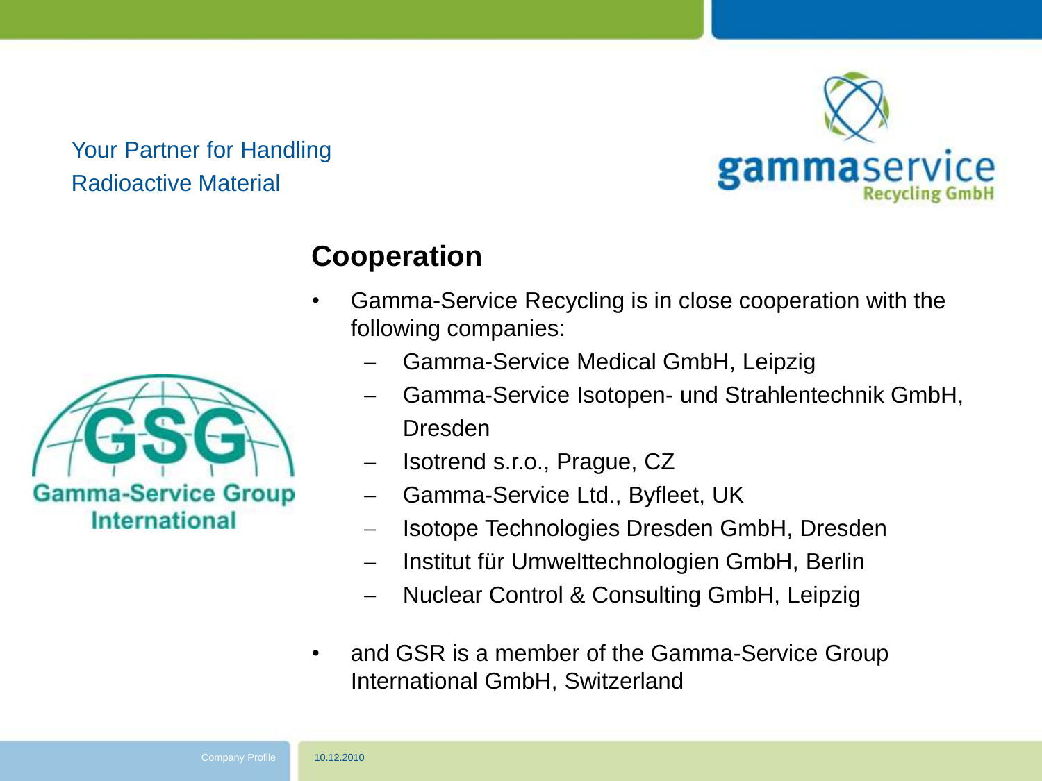Your Partner for Handling Radioactive Material

gammaservice Recycling GmbH

## Cooperation

- Gamma-Service Recycling is in close cooperation with the following companies:
  - Gamma-Service Medical GmbH, Leipzig
  - Gamma-Service Isotopen- und Strahlentechnik GmbH, Dresden
  - Isotrend s.r.o., Prague, CZ
  - Gamma-Service Ltd., Byfleet, UK
  - Isotope Technologies Dresden GmbH, Dresden
  - Institut für Umwelttechnologien GmbH, Berlin
  - Nuclear Control & Consulting GmbH, Leipzig
- and GSR is a member of the Gamma-Service Group International GmbH, Switzerland

GSG Gamma-Service Group International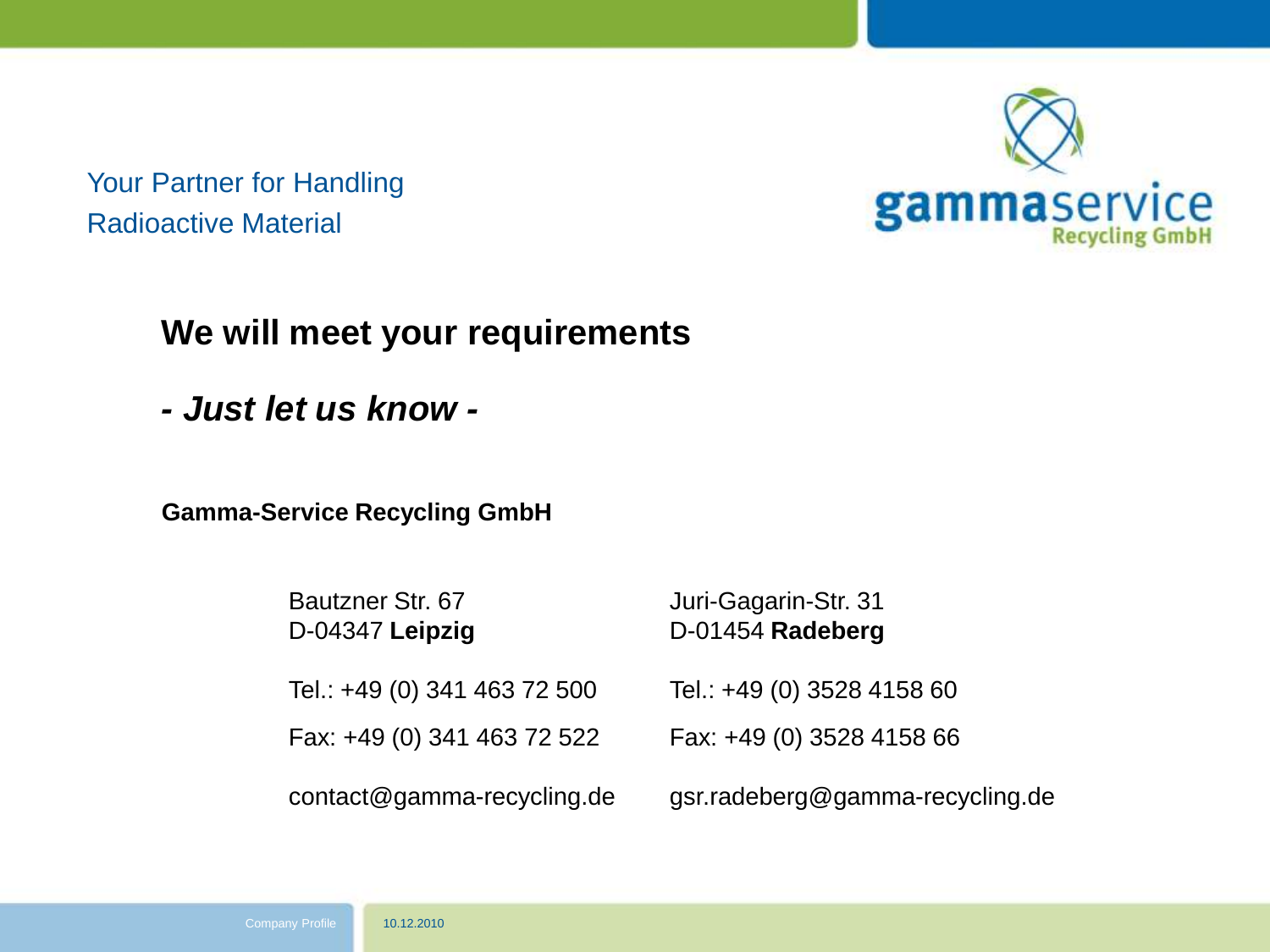Your Partner for Handling Radioactive Material

gammaservice Recycling GmbH

## We will meet your requirements

## *- Just let us know -*

**Gamma-Service Recycling GmbH**

Bautzner Str. 67
D-04347 **Leipzig**

Tel.: +49 (0) 341 463 72 500

Fax: +49 (0) 341 463 72 522

contact@gamma-recycling.de

Juri-Gagarin-Str. 31
D-01454 **Radeberg**

Tel.: +49 (0) 3528 4158 60

Fax: +49 (0) 3528 4158 66

gsr.radeberg@gamma-recycling.de